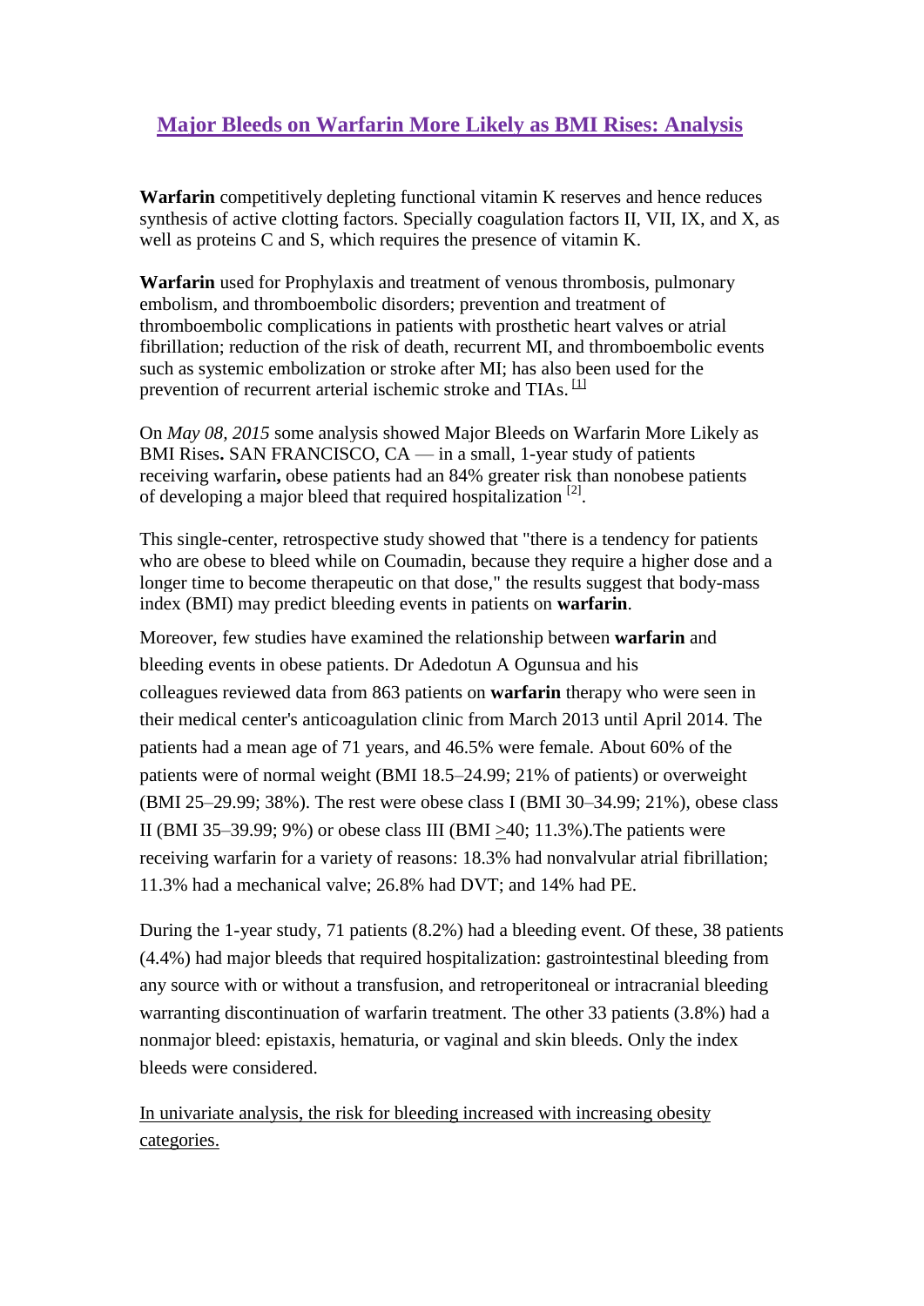# Major Bleeds on Warfarin More Likely as BMI Rises: Analysis

**Warfarin** competitively depleting functional vitamin K reserves and hence reduces synthesis of active clotting factors. Specially coagulation factors II, VII, IX, and X, as well as proteins C and S, which requires the presence of vitamin K.

**Warfarin** used for Prophylaxis and treatment of venous thrombosis, pulmonary embolism, and thromboembolic disorders; prevention and treatment of thromboembolic complications in patients with prosthetic heart valves or atrial fibrillation; reduction of the risk of death, recurrent MI, and thromboembolic events such as systemic embolization or stroke after MI; has also been used for the prevention of recurrent arterial ischemic stroke and TIAs. [1]

On *May 08, 2015* some analysis showed Major Bleeds on Warfarin More Likely as BMI Rises**.** SAN FRANCISCO, CA — in a small, 1-year study of patients receiving warfarin**,** obese patients had an 84% greater risk than nonobese patients of developing a major bleed that required hospitalization [2].

This single-center, retrospective study showed that "there is a tendency for patients who are obese to bleed while on Coumadin, because they require a higher dose and a longer time to become therapeutic on that dose," the results suggest that body-mass index (BMI) may predict bleeding events in patients on **warfarin**.

Moreover, few studies have examined the relationship between **warfarin** and bleeding events in obese patients. Dr Adedotun A Ogunsua and his colleagues reviewed data from 863 patients on **warfarin** therapy who were seen in their medical center's anticoagulation clinic from March 2013 until April 2014. The patients had a mean age of 71 years, and 46.5% were female. About 60% of the patients were of normal weight (BMI 18.5–24.99; 21% of patients) or overweight (BMI 25–29.99; 38%). The rest were obese class I (BMI 30–34.99; 21%), obese class II (BMI 35–39.99; 9%) or obese class III (BMI ≥40; 11.3%).The patients were receiving warfarin for a variety of reasons: 18.3% had nonvalvular atrial fibrillation; 11.3% had a mechanical valve; 26.8% had DVT; and 14% had PE.

During the 1-year study, 71 patients (8.2%) had a bleeding event. Of these, 38 patients (4.4%) had major bleeds that required hospitalization: gastrointestinal bleeding from any source with or without a transfusion, and retroperitoneal or intracranial bleeding warranting discontinuation of warfarin treatment. The other 33 patients (3.8%) had a nonmajor bleed: epistaxis, hematuria, or vaginal and skin bleeds. Only the index bleeds were considered.

In univariate analysis, the risk for bleeding increased with increasing obesity categories.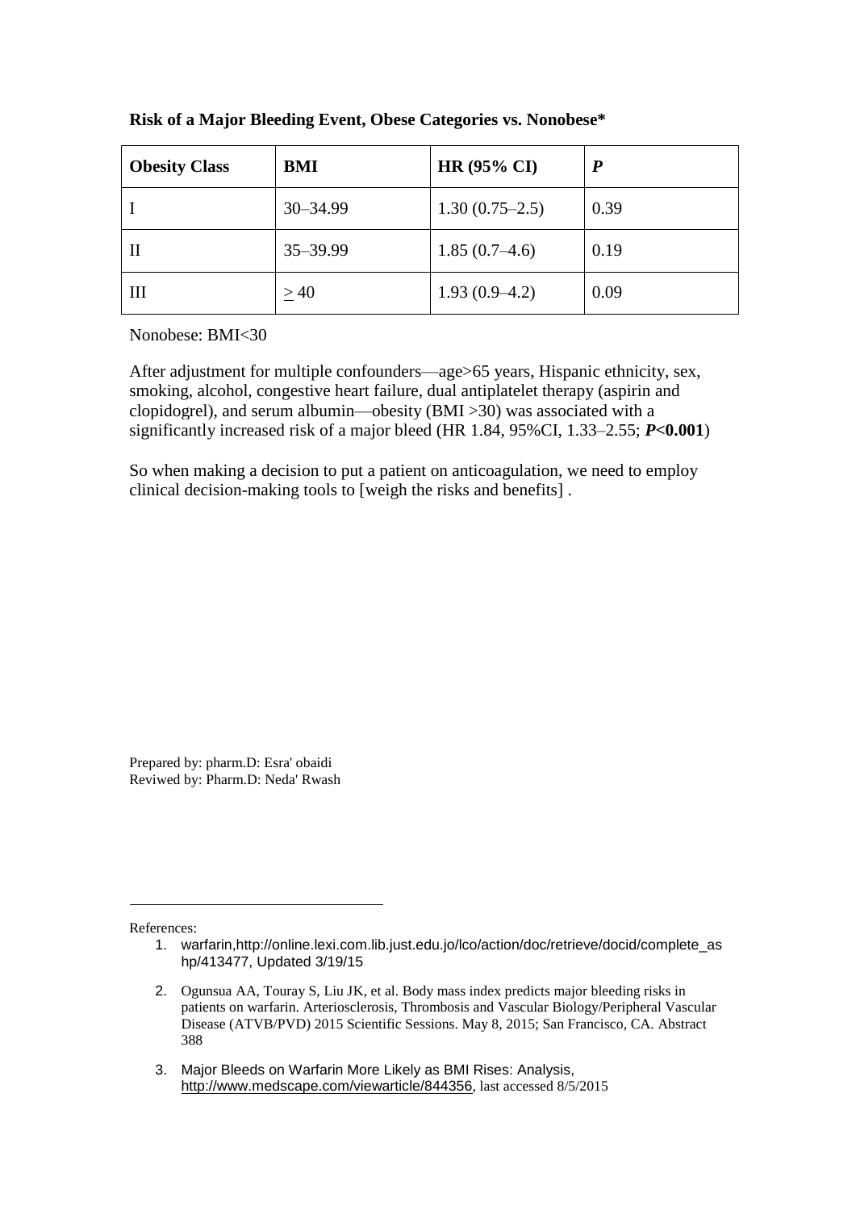**Risk of a Major Bleeding Event, Obese Categories vs. Nonobese***

| **Obesity Class** | **BMI** | **HR (95% CI)** | ***P*** |
|---|---|---|---|
| I | 30–34.99 | 1.30 (0.75–2.5) | 0.39 |
| II | 35–39.99 | 1.85 (0.7–4.6) | 0.19 |
| III | $\geq$ 40 | 1.93 (0.9–4.2) | 0.09 |

Nonobese: BMI<30

After adjustment for multiple confounders—age>65 years, Hispanic ethnicity, sex, smoking, alcohol, congestive heart failure, dual antiplatelet therapy (aspirin and clopidogrel), and serum albumin—obesity (BMI >30) was associated with a significantly increased risk of a major bleed (HR 1.84, 95%CI, 1.33–2.55; ***P*<0.001**)

So when making a decision to put a patient on anticoagulation, we need to employ clinical decision-making tools to [weigh the risks and benefits] .

Prepared by: pharm.D: Esra' obaidi
Reviwed by: Pharm.D: Neda' Rwash

References:

1. warfarin,http://online.lexi.com.lib.just.edu.jo/lco/action/doc/retrieve/docid/complete_ashp/413477, Updated 3/19/15
2. Ogunsua AA, Touray S, Liu JK, et al. Body mass index predicts major bleeding risks in patients on warfarin. Arteriosclerosis, Thrombosis and Vascular Biology/Peripheral Vascular Disease (ATVB/PVD) 2015 Scientific Sessions. May 8, 2015; San Francisco, CA. Abstract 388
3. Major Bleeds on Warfarin More Likely as BMI Rises: Analysis, http://www.medscape.com/viewarticle/844356, last accessed 8/5/2015